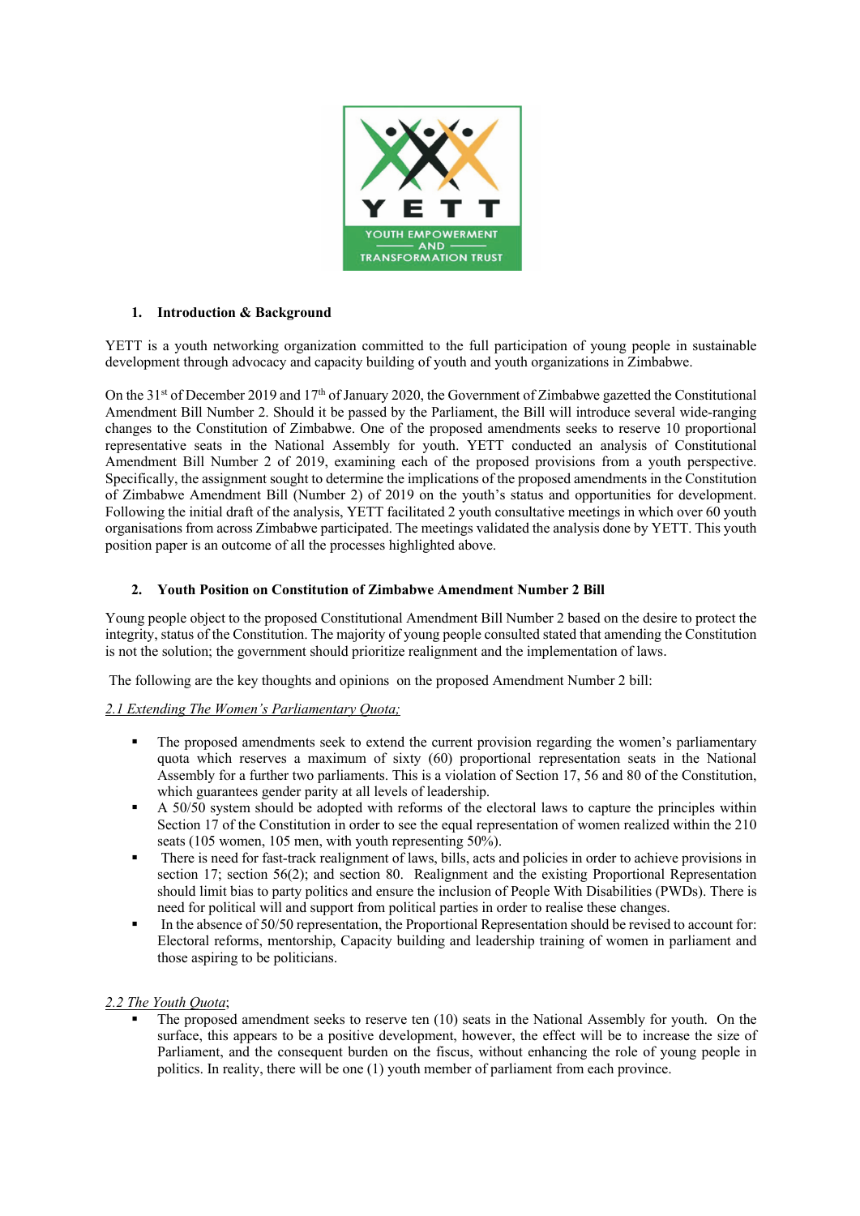YETT

YOUTH EMPOWERMENT AND TRANSFORMATION TRUST

## 1. Introduction & Background

YETT is a youth networking organization committed to the full participation of young people in sustainable development through advocacy and capacity building of youth and youth organizations in Zimbabwe.

On the 31st of December 2019 and 17th of January 2020, the Government of Zimbabwe gazetted the Constitutional Amendment Bill Number 2. Should it be passed by the Parliament, the Bill will introduce several wide-ranging changes to the Constitution of Zimbabwe. One of the proposed amendments seeks to reserve 10 proportional representative seats in the National Assembly for youth. YETT conducted an analysis of Constitutional Amendment Bill Number 2 of 2019, examining each of the proposed provisions from a youth perspective. Specifically, the assignment sought to determine the implications of the proposed amendments in the Constitution of Zimbabwe Amendment Bill (Number 2) of 2019 on the youth's status and opportunities for development. Following the initial draft of the analysis, YETT facilitated 2 youth consultative meetings in which over 60 youth organisations from across Zimbabwe participated. The meetings validated the analysis done by YETT. This youth position paper is an outcome of all the processes highlighted above.

## 2. Youth Position on Constitution of Zimbabwe Amendment Number 2 Bill

Young people object to the proposed Constitutional Amendment Bill Number 2 based on the desire to protect the integrity, status of the Constitution. The majority of young people consulted stated that amending the Constitution is not the solution; the government should prioritize realignment and the implementation of laws.

The following are the key thoughts and opinions on the proposed Amendment Number 2 bill:

*2.1 Extending The Women's Parliamentary Quota;*

- The proposed amendments seek to extend the current provision regarding the women's parliamentary quota which reserves a maximum of sixty (60) proportional representation seats in the National Assembly for a further two parliaments. This is a violation of Section 17, 56 and 80 of the Constitution, which guarantees gender parity at all levels of leadership.
- A 50/50 system should be adopted with reforms of the electoral laws to capture the principles within Section 17 of the Constitution in order to see the equal representation of women realized within the 210 seats (105 women, 105 men, with youth representing 50%).
- There is need for fast-track realignment of laws, bills, acts and policies in order to achieve provisions in section 17; section 56(2); and section 80. Realignment and the existing Proportional Representation should limit bias to party politics and ensure the inclusion of People With Disabilities (PWDs). There is need for political will and support from political parties in order to realise these changes.
- In the absence of 50/50 representation, the Proportional Representation should be revised to account for: Electoral reforms, mentorship, Capacity building and leadership training of women in parliament and those aspiring to be politicians.

*2.2 The Youth Quota*;

- The proposed amendment seeks to reserve ten (10) seats in the National Assembly for youth. On the surface, this appears to be a positive development, however, the effect will be to increase the size of Parliament, and the consequent burden on the fiscus, without enhancing the role of young people in politics. In reality, there will be one (1) youth member of parliament from each province.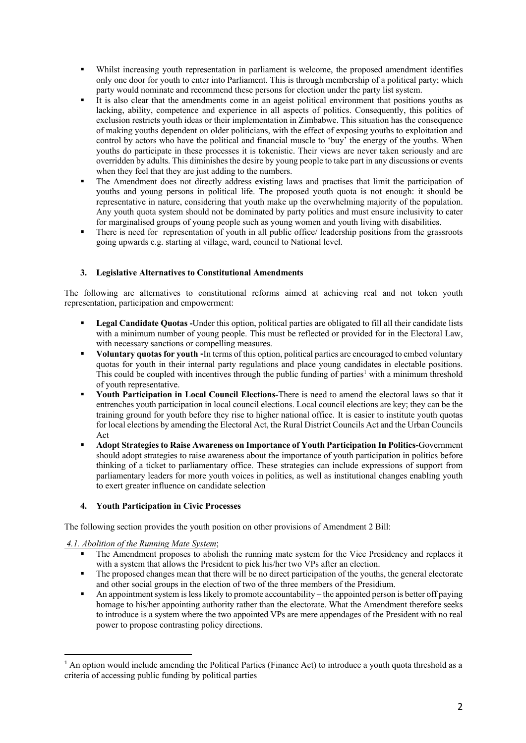- Whilst increasing youth representation in parliament is welcome, the proposed amendment identifies only one door for youth to enter into Parliament. This is through membership of a political party; which party would nominate and recommend these persons for election under the party list system.
- It is also clear that the amendments come in an ageist political environment that positions youths as lacking, ability, competence and experience in all aspects of politics. Consequently, this politics of exclusion restricts youth ideas or their implementation in Zimbabwe. This situation has the consequence of making youths dependent on older politicians, with the effect of exposing youths to exploitation and control by actors who have the political and financial muscle to 'buy' the energy of the youths. When youths do participate in these processes it is tokenistic. Their views are never taken seriously and are overridden by adults. This diminishes the desire by young people to take part in any discussions or events when they feel that they are just adding to the numbers.
- The Amendment does not directly address existing laws and practises that limit the participation of youths and young persons in political life. The proposed youth quota is not enough: it should be representative in nature, considering that youth make up the overwhelming majority of the population. Any youth quota system should not be dominated by party politics and must ensure inclusivity to cater for marginalised groups of young people such as young women and youth living with disabilities.
- There is need for representation of youth in all public office/ leadership positions from the grassroots going upwards e.g. starting at village, ward, council to National level.

### 3. Legislative Alternatives to Constitutional Amendments

The following are alternatives to constitutional reforms aimed at achieving real and not token youth representation, participation and empowerment:

- **Legal Candidate Quotas -**Under this option, political parties are obligated to fill all their candidate lists with a minimum number of young people. This must be reflected or provided for in the Electoral Law, with necessary sanctions or compelling measures.
- **Voluntary quotas for youth -**In terms of this option, political parties are encouraged to embed voluntary quotas for youth in their internal party regulations and place young candidates in electable positions. This could be coupled with incentives through the public funding of parties[1] with a minimum threshold of youth representative.
- **Youth Participation in Local Council Elections-**There is need to amend the electoral laws so that it entrenches youth participation in local council elections. Local council elections are key; they can be the training ground for youth before they rise to higher national office. It is easier to institute youth quotas for local elections by amending the Electoral Act, the Rural District Councils Act and the Urban Councils Act
- **Adopt Strategies to Raise Awareness on Importance of Youth Participation In Politics-**Government should adopt strategies to raise awareness about the importance of youth participation in politics before thinking of a ticket to parliamentary office. These strategies can include expressions of support from parliamentary leaders for more youth voices in politics, as well as institutional changes enabling youth to exert greater influence on candidate selection

### 4. Youth Participation in Civic Processes

The following section provides the youth position on other provisions of Amendment 2 Bill:

*4.1. Abolition of the Running Mate System*;

- The Amendment proposes to abolish the running mate system for the Vice Presidency and replaces it with a system that allows the President to pick his/her two VPs after an election.
- The proposed changes mean that there will be no direct participation of the youths, the general electorate and other social groups in the election of two of the three members of the Presidium.
- An appointment system is less likely to promote accountability – the appointed person is better off paying homage to his/her appointing authority rather than the electorate. What the Amendment therefore seeks to introduce is a system where the two appointed VPs are mere appendages of the President with no real power to propose contrasting policy directions.

---

[1] An option would include amending the Political Parties (Finance Act) to introduce a youth quota threshold as a criteria of accessing public funding by political parties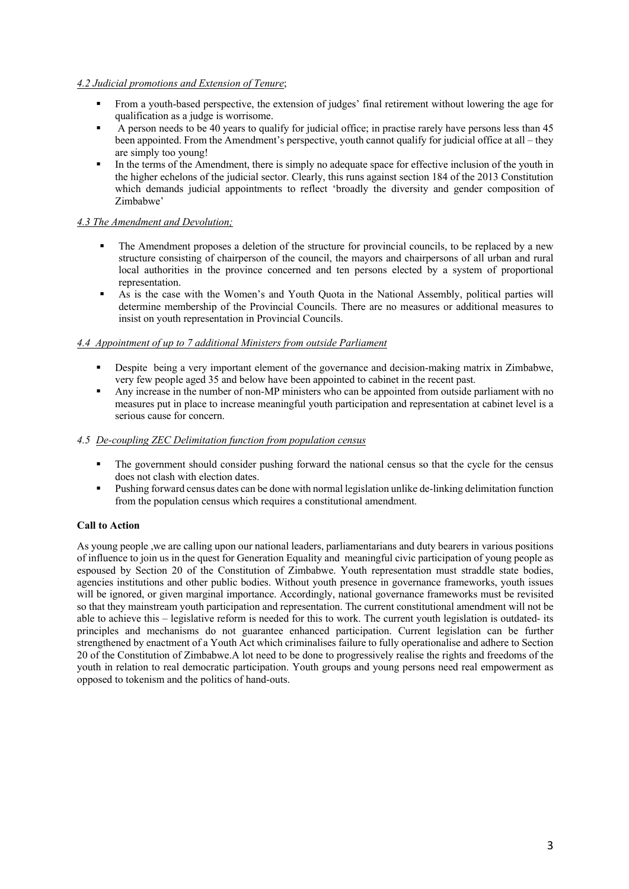*4.2 Judicial promotions and Extension of Tenure*;

- From a youth-based perspective, the extension of judges' final retirement without lowering the age for qualification as a judge is worrisome.
- A person needs to be 40 years to qualify for judicial office; in practise rarely have persons less than 45 been appointed. From the Amendment's perspective, youth cannot qualify for judicial office at all – they are simply too young!
- In the terms of the Amendment, there is simply no adequate space for effective inclusion of the youth in the higher echelons of the judicial sector. Clearly, this runs against section 184 of the 2013 Constitution which demands judicial appointments to reflect 'broadly the diversity and gender composition of Zimbabwe'

*4.3 The Amendment and Devolution;*

- The Amendment proposes a deletion of the structure for provincial councils, to be replaced by a new structure consisting of chairperson of the council, the mayors and chairpersons of all urban and rural local authorities in the province concerned and ten persons elected by a system of proportional representation.
- As is the case with the Women's and Youth Quota in the National Assembly, political parties will determine membership of the Provincial Councils. There are no measures or additional measures to insist on youth representation in Provincial Councils.

*4.4 Appointment of up to 7 additional Ministers from outside Parliament*

- Despite being a very important element of the governance and decision-making matrix in Zimbabwe, very few people aged 35 and below have been appointed to cabinet in the recent past.
- Any increase in the number of non-MP ministers who can be appointed from outside parliament with no measures put in place to increase meaningful youth participation and representation at cabinet level is a serious cause for concern.

*4.5 De-coupling ZEC Delimitation function from population census*

- The government should consider pushing forward the national census so that the cycle for the census does not clash with election dates.
- Pushing forward census dates can be done with normal legislation unlike de-linking delimitation function from the population census which requires a constitutional amendment.

**Call to Action**

As young people ,we are calling upon our national leaders, parliamentarians and duty bearers in various positions of influence to join us in the quest for Generation Equality and meaningful civic participation of young people as espoused by Section 20 of the Constitution of Zimbabwe. Youth representation must straddle state bodies, agencies institutions and other public bodies. Without youth presence in governance frameworks, youth issues will be ignored, or given marginal importance. Accordingly, national governance frameworks must be revisited so that they mainstream youth participation and representation. The current constitutional amendment will not be able to achieve this – legislative reform is needed for this to work. The current youth legislation is outdated- its principles and mechanisms do not guarantee enhanced participation. Current legislation can be further strengthened by enactment of a Youth Act which criminalises failure to fully operationalise and adhere to Section 20 of the Constitution of Zimbabwe.A lot need to be done to progressively realise the rights and freedoms of the youth in relation to real democratic participation. Youth groups and young persons need real empowerment as opposed to tokenism and the politics of hand-outs.